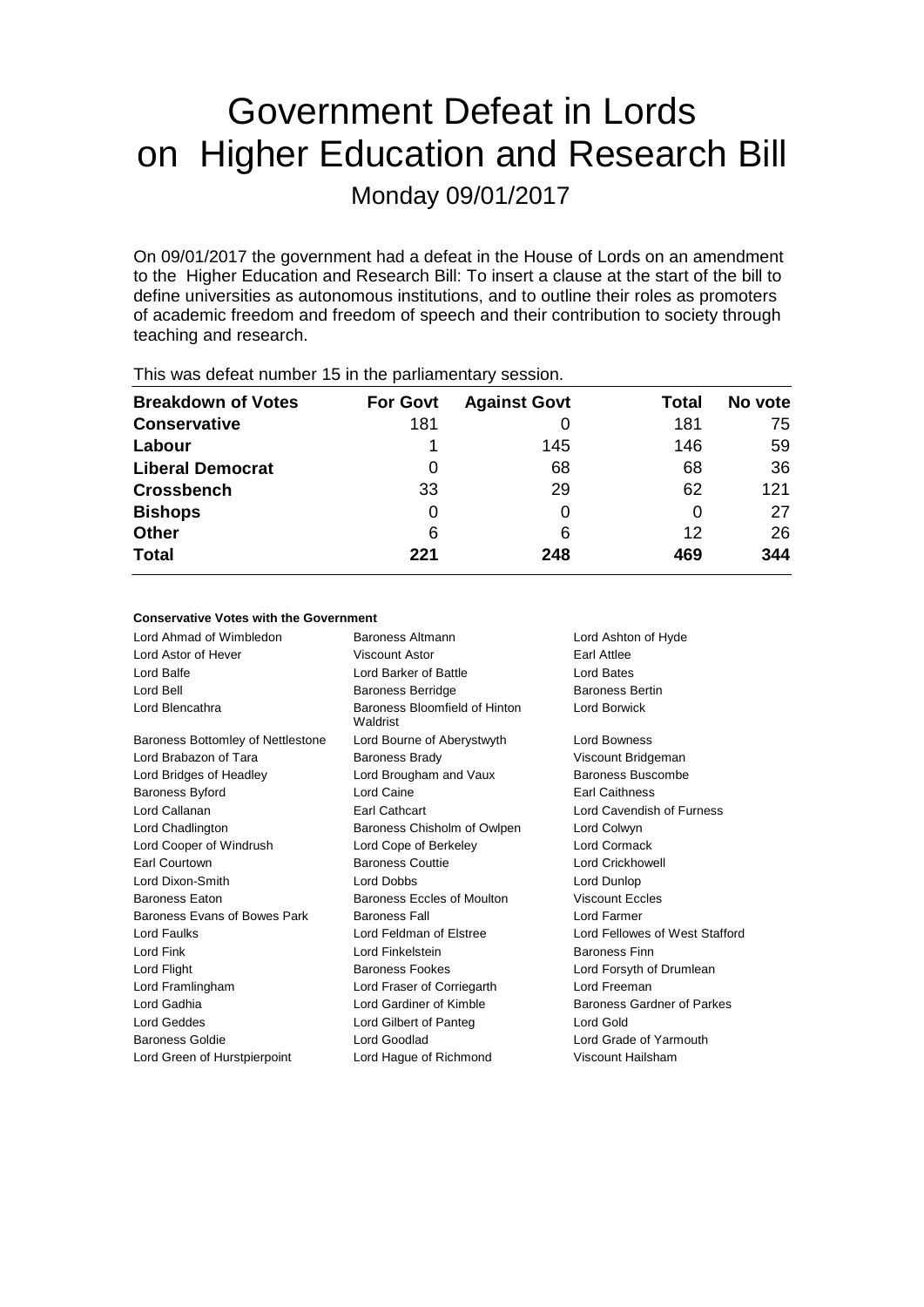# Government Defeat in Lords on Higher Education and Research Bill

Monday 09/01/2017

On 09/01/2017 the government had a defeat in the House of Lords on an amendment to the Higher Education and Research Bill: To insert a clause at the start of the bill to define universities as autonomous institutions, and to outline their roles as promoters of academic freedom and freedom of speech and their contribution to society through teaching and research.

This was defeat number 15 in the parliamentary session.

| Breakdown of Votes | For Govt | Against Govt | Total | No vote |
|---|---|---|---|---|
| **Conservative** | 181 | 0 | 181 | 75 |
| **Labour** | 1 | 145 | 146 | 59 |
| **Liberal Democrat** | 0 | 68 | 68 | 36 |
| **Crossbench** | 33 | 29 | 62 | 121 |
| **Bishops** | 0 | 0 | 0 | 27 |
| **Other** | 6 | 6 | 12 | 26 |
| **Total** | **221** | **248** | **469** | **344** |

**Conservative Votes with the Government**

| | | |
|---|---|---|
| Lord Ahmad of Wimbledon | Baroness Altmann | Lord Ashton of Hyde |
| Lord Astor of Hever | Viscount Astor | Earl Attlee |
| Lord Balfe | Lord Barker of Battle | Lord Bates |
| Lord Bell | Baroness Berridge | Baroness Bertin |
| Lord Blencathra | Baroness Bloomfield of Hinton Waldrist | Lord Borwick |
| Baroness Bottomley of Nettlestone | Lord Bourne of Aberystwyth | Lord Bowness |
| Lord Brabazon of Tara | Baroness Brady | Viscount Bridgeman |
| Lord Bridges of Headley | Lord Brougham and Vaux | Baroness Buscombe |
| Baroness Byford | Lord Caine | Earl Caithness |
| Lord Callanan | Earl Cathcart | Lord Cavendish of Furness |
| Lord Chadlington | Baroness Chisholm of Owlpen | Lord Colwyn |
| Lord Cooper of Windrush | Lord Cope of Berkeley | Lord Cormack |
| Earl Courtown | Baroness Couttie | Lord Crickhowell |
| Lord Dixon-Smith | Lord Dobbs | Lord Dunlop |
| Baroness Eaton | Baroness Eccles of Moulton | Viscount Eccles |
| Baroness Evans of Bowes Park | Baroness Fall | Lord Farmer |
| Lord Faulks | Lord Feldman of Elstree | Lord Fellowes of West Stafford |
| Lord Fink | Lord Finkelstein | Baroness Finn |
| Lord Flight | Baroness Fookes | Lord Forsyth of Drumlean |
| Lord Framlingham | Lord Fraser of Corriegarth | Lord Freeman |
| Lord Gadhia | Lord Gardiner of Kimble | Baroness Gardner of Parkes |
| Lord Geddes | Lord Gilbert of Panteg | Lord Gold |
| Baroness Goldie | Lord Goodlad | Lord Grade of Yarmouth |
| Lord Green of Hurstpierpoint | Lord Hague of Richmond | Viscount Hailsham |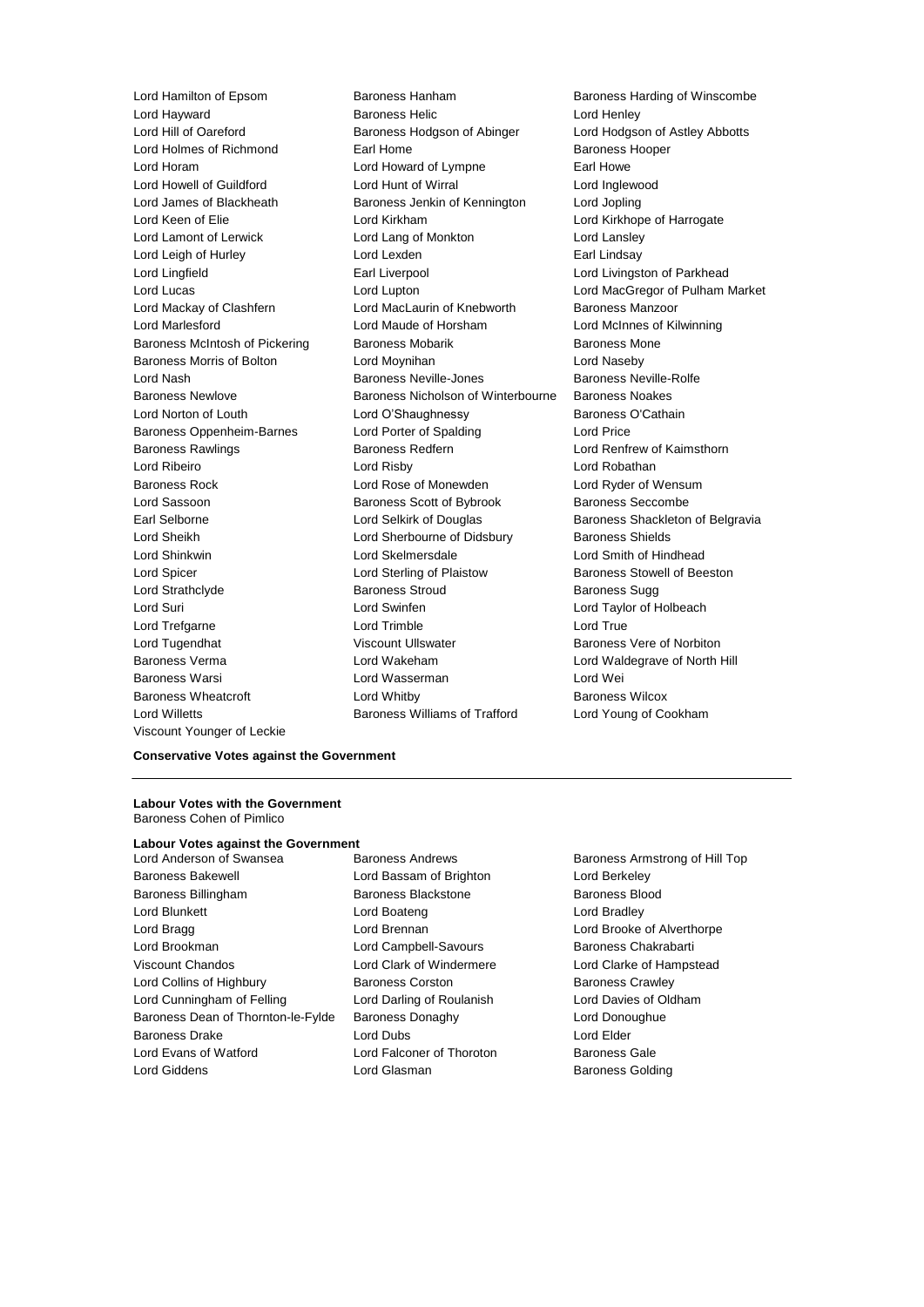Lord Hamilton of Epsom
Baroness Hanham
Baroness Harding of Winscombe
Lord Hayward
Baroness Helic
Lord Henley
Lord Hill of Oareford
Baroness Hodgson of Abinger
Lord Hodgson of Astley Abbotts
Lord Holmes of Richmond
Earl Home
Baroness Hooper
Lord Horam
Lord Howard of Lympne
Earl Howe
Lord Howell of Guildford
Lord Hunt of Wirral
Lord Inglewood
Lord James of Blackheath
Baroness Jenkin of Kennington
Lord Jopling
Lord Keen of Elie
Lord Kirkham
Lord Kirkhope of Harrogate
Lord Lamont of Lerwick
Lord Lang of Monkton
Lord Lansley
Lord Leigh of Hurley
Lord Lexden
Earl Lindsay
Lord Lingfield
Earl Liverpool
Lord Livingston of Parkhead
Lord Lucas
Lord Lupton
Lord MacGregor of Pulham Market
Lord Mackay of Clashfern
Lord MacLaurin of Knebworth
Baroness Manzoor
Lord Marlesford
Lord Maude of Horsham
Lord McInnes of Kilwinning
Baroness McIntosh of Pickering
Baroness Mobarik
Baroness Mone
Baroness Morris of Bolton
Lord Moynihan
Lord Naseby
Lord Nash
Baroness Neville-Jones
Baroness Neville-Rolfe
Baroness Newlove
Baroness Nicholson of Winterbourne
Baroness Noakes
Lord Norton of Louth
Lord O'Shaughnessy
Baroness O'Cathain
Baroness Oppenheim-Barnes
Lord Porter of Spalding
Lord Price
Baroness Rawlings
Baroness Redfern
Lord Renfrew of Kaimsthorn
Lord Ribeiro
Lord Risby
Lord Robathan
Baroness Rock
Lord Rose of Monewden
Lord Ryder of Wensum
Lord Sassoon
Baroness Scott of Bybrook
Baroness Seccombe
Earl Selborne
Lord Selkirk of Douglas
Baroness Shackleton of Belgravia
Lord Sheikh
Lord Sherbourne of Didsbury
Baroness Shields
Lord Shinkwin
Lord Skelmersdale
Lord Smith of Hindhead
Lord Spicer
Lord Sterling of Plaistow
Baroness Stowell of Beeston
Lord Strathclyde
Baroness Stroud
Baroness Sugg
Lord Suri
Lord Swinfen
Lord Taylor of Holbeach
Lord Trefgarne
Lord Trimble
Lord True
Lord Tugendhat
Viscount Ullswater
Baroness Vere of Norbiton
Baroness Verma
Lord Wakeham
Lord Waldegrave of North Hill
Baroness Warsi
Lord Wasserman
Lord Wei
Baroness Wheatcroft
Lord Whitby
Baroness Wilcox
Lord Willetts
Baroness Williams of Trafford
Lord Young of Cookham
Viscount Younger of Leckie

**Conservative Votes against the Government**

---

**Labour Votes with the Government**
Baroness Cohen of Pimlico

**Labour Votes against the Government**
Lord Anderson of Swansea
Baroness Andrews
Baroness Armstrong of Hill Top
Baroness Bakewell
Lord Bassam of Brighton
Lord Berkeley
Baroness Billingham
Baroness Blackstone
Baroness Blood
Lord Blunkett
Lord Boateng
Lord Bradley
Lord Bragg
Lord Brennan
Lord Brooke of Alverthorpe
Lord Brookman
Lord Campbell-Savours
Baroness Chakrabarti
Viscount Chandos
Lord Clark of Windermere
Lord Clarke of Hampstead
Lord Collins of Highbury
Baroness Corston
Baroness Crawley
Lord Cunningham of Felling
Lord Darling of Roulanish
Lord Davies of Oldham
Baroness Dean of Thornton-le-Fylde
Baroness Donaghy
Lord Donoughue
Baroness Drake
Lord Dubs
Lord Elder
Lord Evans of Watford
Lord Falconer of Thoroton
Baroness Gale
Lord Giddens
Lord Glasman
Baroness Golding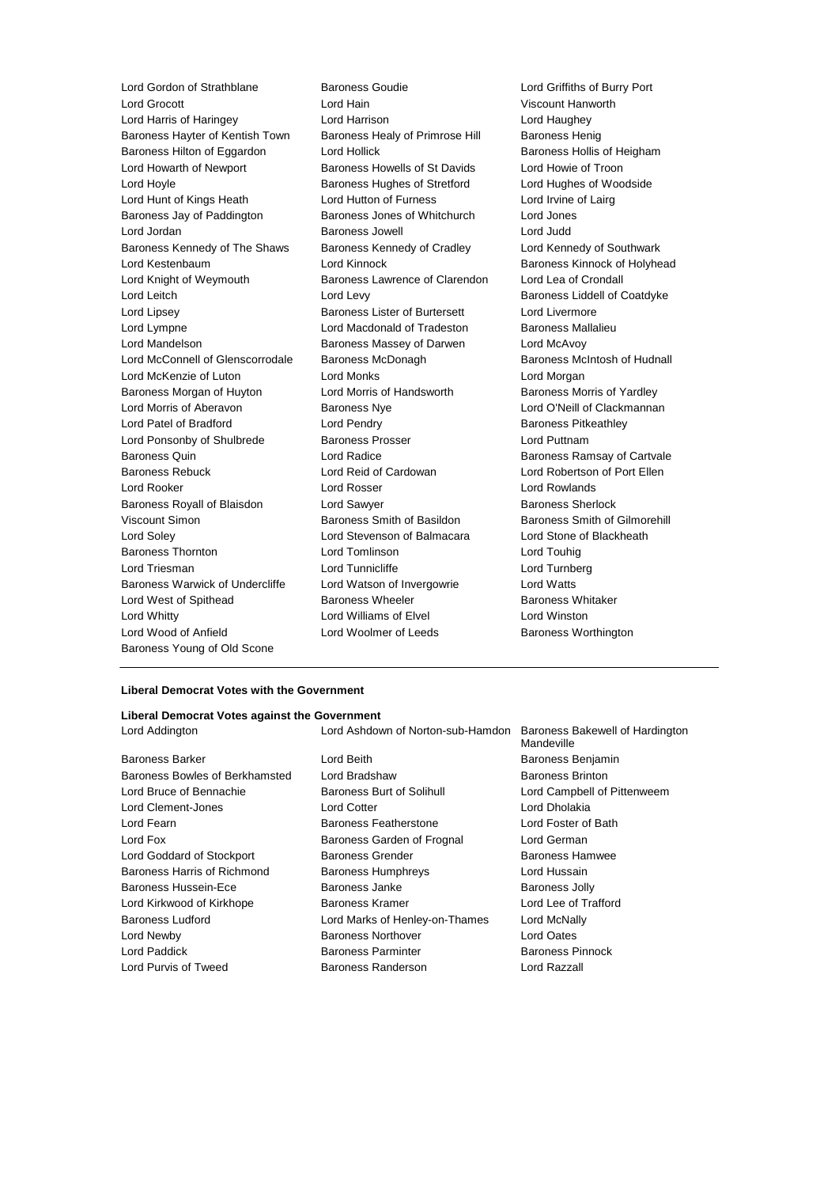Lord Gordon of Strathblane
Baroness Goudie
Lord Griffiths of Burry Port
Lord Grocott
Lord Hain
Viscount Hanworth
Lord Harris of Haringey
Lord Harrison
Lord Haughey
Baroness Hayter of Kentish Town
Baroness Healy of Primrose Hill
Baroness Henig
Baroness Hilton of Eggardon
Lord Hollick
Baroness Hollis of Heigham
Lord Howarth of Newport
Baroness Howells of St Davids
Lord Howie of Troon
Lord Hoyle
Baroness Hughes of Stretford
Lord Hughes of Woodside
Lord Hunt of Kings Heath
Lord Hutton of Furness
Lord Irvine of Lairg
Baroness Jay of Paddington
Baroness Jones of Whitchurch
Lord Jones
Lord Jordan
Baroness Jowell
Lord Judd
Baroness Kennedy of The Shaws
Baroness Kennedy of Cradley
Lord Kennedy of Southwark
Lord Kestenbaum
Lord Kinnock
Baroness Kinnock of Holyhead
Lord Knight of Weymouth
Baroness Lawrence of Clarendon
Lord Lea of Crondall
Lord Leitch
Lord Levy
Baroness Liddell of Coatdyke
Lord Lipsey
Baroness Lister of Burtersett
Lord Livermore
Lord Lympne
Lord Macdonald of Tradeston
Baroness Mallalieu
Lord Mandelson
Baroness Massey of Darwen
Lord McAvoy
Lord McConnell of Glenscorrodale
Baroness McDonagh
Baroness McIntosh of Hudnall
Lord McKenzie of Luton
Lord Monks
Lord Morgan
Baroness Morgan of Huyton
Lord Morris of Handsworth
Baroness Morris of Yardley
Lord Morris of Aberavon
Baroness Nye
Lord O'Neill of Clackmannan
Lord Patel of Bradford
Lord Pendry
Baroness Pitkeathley
Lord Ponsonby of Shulbrede
Baroness Prosser
Lord Puttnam
Baroness Quin
Lord Radice
Baroness Ramsay of Cartvale
Baroness Rebuck
Lord Reid of Cardowan
Lord Robertson of Port Ellen
Lord Rooker
Lord Rosser
Lord Rowlands
Baroness Royall of Blaisdon
Lord Sawyer
Baroness Sherlock
Viscount Simon
Baroness Smith of Basildon
Baroness Smith of Gilmorehill
Lord Soley
Lord Stevenson of Balmacara
Lord Stone of Blackheath
Baroness Thornton
Lord Tomlinson
Lord Touhig
Lord Triesman
Lord Tunnicliffe
Lord Turnberg
Baroness Warwick of Undercliffe
Lord Watson of Invergowrie
Lord Watts
Lord West of Spithead
Baroness Wheeler
Baroness Whitaker
Lord Whitty
Lord Williams of Elvel
Lord Winston
Lord Wood of Anfield
Lord Woolmer of Leeds
Baroness Worthington
Baroness Young of Old Scone

---

**Liberal Democrat Votes with the Government**

**Liberal Democrat Votes against the Government**

Lord Addington
Lord Ashdown of Norton-sub-Hamdon
Baroness Bakewell of Hardington Mandeville
Baroness Barker
Lord Beith
Baroness Benjamin
Baroness Bowles of Berkhamsted
Lord Bradshaw
Baroness Brinton
Lord Bruce of Bennachie
Baroness Burt of Solihull
Lord Campbell of Pittenweem
Lord Clement-Jones
Lord Cotter
Lord Dholakia
Lord Fearn
Baroness Featherstone
Lord Foster of Bath
Lord Fox
Baroness Garden of Frognal
Lord German
Lord Goddard of Stockport
Baroness Grender
Baroness Hamwee
Baroness Harris of Richmond
Baroness Humphreys
Lord Hussain
Baroness Hussein-Ece
Baroness Janke
Baroness Jolly
Lord Kirkwood of Kirkhope
Baroness Kramer
Lord Lee of Trafford
Baroness Ludford
Lord Marks of Henley-on-Thames
Lord McNally
Lord Newby
Baroness Northover
Lord Oates
Lord Paddick
Baroness Parminter
Baroness Pinnock
Lord Purvis of Tweed
Baroness Randerson
Lord Razzall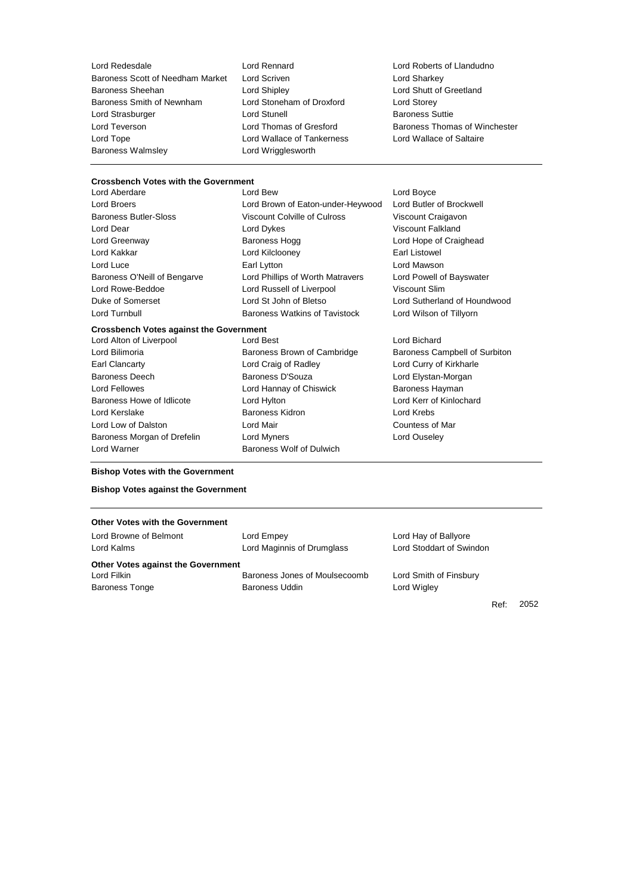Lord Redesdale
Lord Rennard
Lord Roberts of Llandudno
Baroness Scott of Needham Market
Lord Scriven
Lord Sharkey
Baroness Sheehan
Lord Shipley
Lord Shutt of Greetland
Baroness Smith of Newnham
Lord Stoneham of Droxford
Lord Storey
Lord Strasburger
Lord Stunell
Baroness Suttie
Lord Teverson
Lord Thomas of Gresford
Baroness Thomas of Winchester
Lord Tope
Lord Wallace of Tankerness
Lord Wallace of Saltaire
Baroness Walmsley
Lord Wrigglesworth

**Crossbench Votes with the Government**

Lord Aberdare
Lord Bew
Lord Boyce
Lord Broers
Lord Brown of Eaton-under-Heywood
Lord Butler of Brockwell
Baroness Butler-Sloss
Viscount Colville of Culross
Viscount Craigavon
Lord Dear
Lord Dykes
Viscount Falkland
Lord Greenway
Baroness Hogg
Lord Hope of Craighead
Lord Kakkar
Lord Kilclooney
Earl Listowel
Lord Luce
Earl Lytton
Lord Mawson
Baroness O'Neill of Bengarve
Lord Phillips of Worth Matravers
Lord Powell of Bayswater
Lord Rowe-Beddoe
Lord Russell of Liverpool
Viscount Slim
Duke of Somerset
Lord St John of Bletso
Lord Sutherland of Houndwood
Lord Turnbull
Baroness Watkins of Tavistock
Lord Wilson of Tillyorn

**Crossbench Votes against the Government**

Lord Alton of Liverpool
Lord Best
Lord Bichard
Lord Bilimoria
Baroness Brown of Cambridge
Baroness Campbell of Surbiton
Earl Clancarty
Lord Craig of Radley
Lord Curry of Kirkharle
Baroness Deech
Baroness D'Souza
Lord Elystan-Morgan
Lord Fellowes
Lord Hannay of Chiswick
Baroness Hayman
Baroness Howe of Idlicote
Lord Hylton
Lord Kerr of Kinlochard
Lord Kerslake
Baroness Kidron
Lord Krebs
Lord Low of Dalston
Lord Mair
Countess of Mar
Baroness Morgan of Drefelin
Lord Myners
Lord Ouseley
Lord Warner
Baroness Wolf of Dulwich

**Bishop Votes with the Government**

**Bishop Votes against the Government**

**Other Votes with the Government**

Lord Browne of Belmont
Lord Empey
Lord Hay of Ballyore
Lord Kalms
Lord Maginnis of Drumglass
Lord Stoddart of Swindon

**Other Votes against the Government**

Lord Filkin
Baroness Jones of Moulsecoomb
Lord Smith of Finsbury
Baroness Tonge
Baroness Uddin
Lord Wigley

Ref: 2052